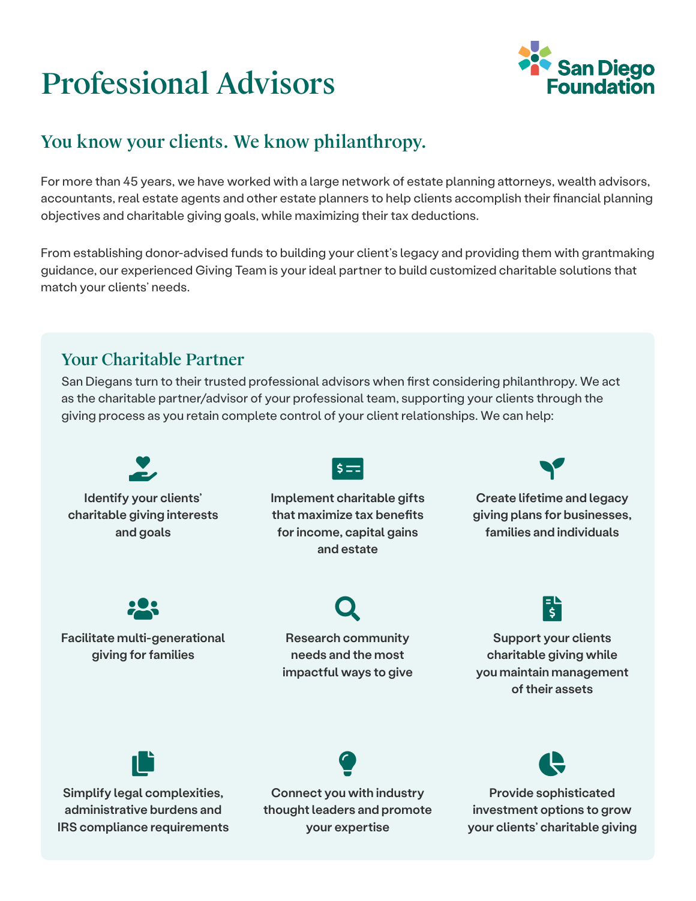# Professional Advisors

San Diego Foundation

## You know your clients. We know philanthropy.

For more than 45 years, we have worked with a large network of estate planning attorneys, wealth advisors, accountants, real estate agents and other estate planners to help clients accomplish their financial planning objectives and charitable giving goals, while maximizing their tax deductions.

From establishing donor-advised funds to building your client's legacy and providing them with grantmaking guidance, our experienced Giving Team is your ideal partner to build customized charitable solutions that match your clients' needs.

### Your Charitable Partner

San Diegans turn to their trusted professional advisors when first considering philanthropy. We act as the charitable partner/advisor of your professional team, supporting your clients through the giving process as you retain complete control of your client relationships. We can help:

- **Identify your clients' charitable giving interests and goals**
- **Implement charitable gifts that maximize tax benefits for income, capital gains and estate**
- **Create lifetime and legacy giving plans for businesses, families and individuals**
- **Facilitate multi-generational giving for families**
- **Research community needs and the most impactful ways to give**
- **Support your clients charitable giving while you maintain management of their assets**
- **Simplify legal complexities, administrative burdens and IRS compliance requirements**
- **Connect you with industry thought leaders and promote your expertise**
- **Provide sophisticated investment options to grow your clients' charitable giving**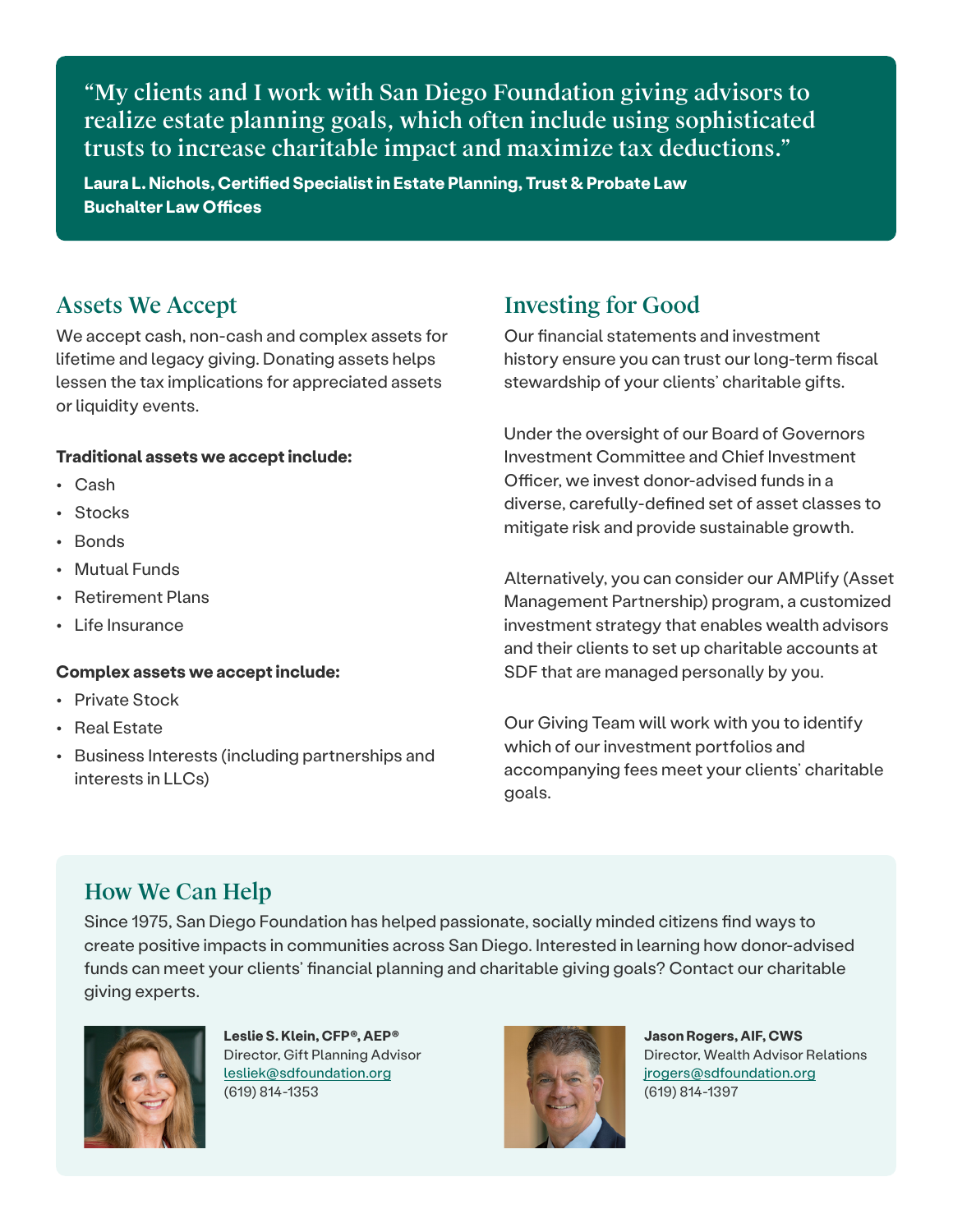> "My clients and I work with San Diego Foundation giving advisors to realize estate planning goals, which often include using sophisticated trusts to increase charitable impact and maximize tax deductions."
>
> **Laura L. Nichols, Certified Specialist in Estate Planning, Trust & Probate Law**
> **Buchalter Law Offices**

## Assets We Accept

We accept cash, non-cash and complex assets for lifetime and legacy giving. Donating assets helps lessen the tax implications for appreciated assets or liquidity events.

**Traditional assets we accept include:**

- Cash
- Stocks
- Bonds
- Mutual Funds
- Retirement Plans
- Life Insurance

**Complex assets we accept include:**

- Private Stock
- Real Estate
- Business Interests (including partnerships and interests in LLCs)

## Investing for Good

Our financial statements and investment history ensure you can trust our long-term fiscal stewardship of your clients' charitable gifts.

Under the oversight of our Board of Governors Investment Committee and Chief Investment Officer, we invest donor-advised funds in a diverse, carefully-defined set of asset classes to mitigate risk and provide sustainable growth.

Alternatively, you can consider our AMPlify (Asset Management Partnership) program, a customized investment strategy that enables wealth advisors and their clients to set up charitable accounts at SDF that are managed personally by you.

Our Giving Team will work with you to identify which of our investment portfolios and accompanying fees meet your clients' charitable goals.

## How We Can Help

Since 1975, San Diego Foundation has helped passionate, socially minded citizens find ways to create positive impacts in communities across San Diego. Interested in learning how donor-advised funds can meet your clients' financial planning and charitable giving goals? Contact our charitable giving experts.

**Leslie S. Klein, CFP®, AEP®**
Director, Gift Planning Advisor
lesliek@sdfoundation.org
(619) 814-1353

**Jason Rogers, AIF, CWS**
Director, Wealth Advisor Relations
jrogers@sdfoundation.org
(619) 814-1397